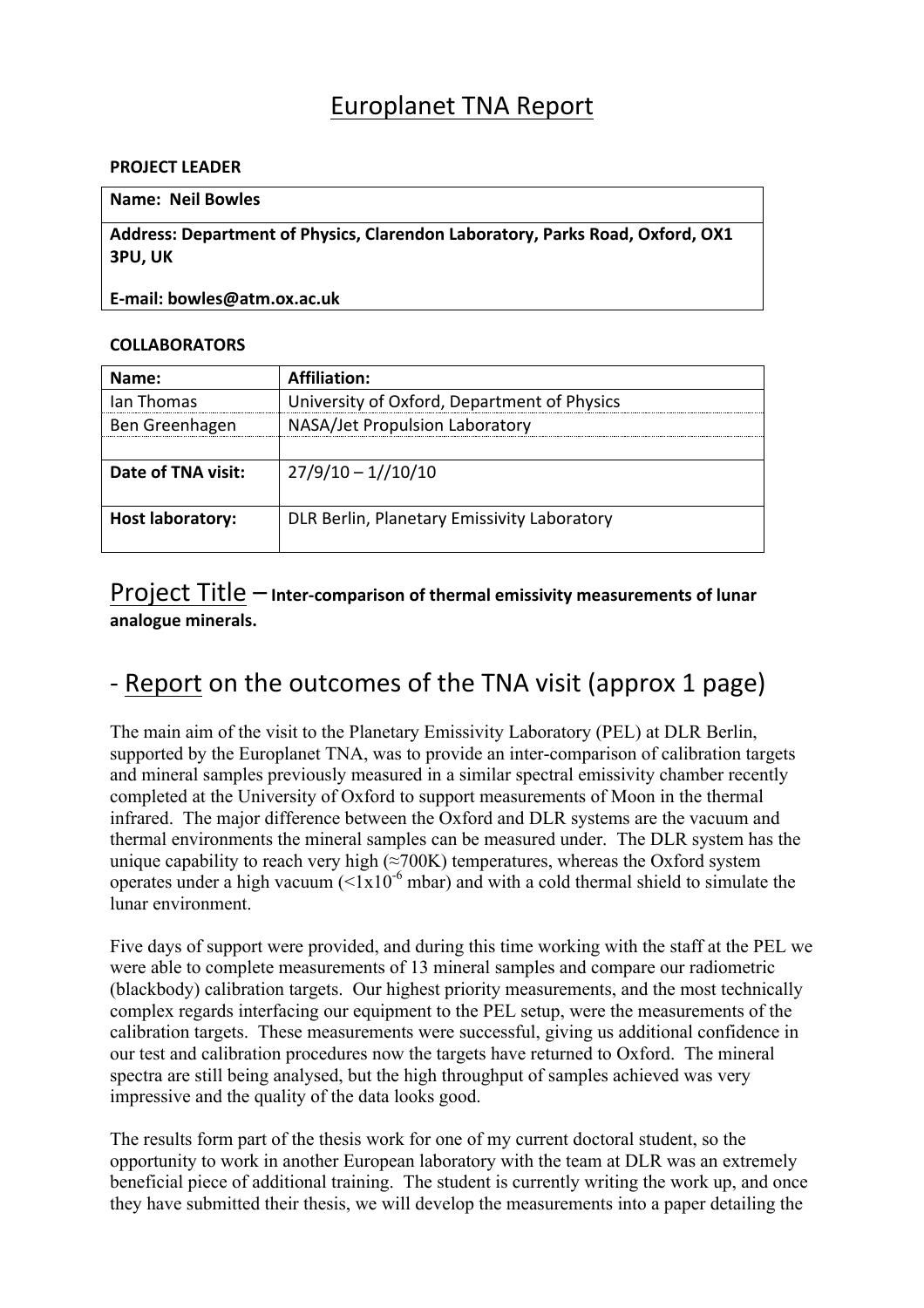# Europlanet TNA Report

**PROJECT LEADER**

| **Name: Neil Bowles** |
|---|
| **Address: Department of Physics, Clarendon Laboratory, Parks Road, Oxford, OX1 3PU, UK**<br><br>**E-mail: bowles@atm.ox.ac.uk** |

**COLLABORATORS**

| **Name:** | **Affiliation:** |
|---|---|
| Ian Thomas | University of Oxford, Department of Physics |
| Ben Greenhagen | NASA/Jet Propulsion Laboratory |
| | |
| **Date of TNA visit:** | 27/9/10 – 1//10/10 |
| **Host laboratory:** | DLR Berlin, Planetary Emissivity Laboratory |

## Project Title – **Inter-comparison of thermal emissivity measurements of lunar analogue minerals.**

## - Report on the outcomes of the TNA visit (approx 1 page)

The main aim of the visit to the Planetary Emissivity Laboratory (PEL) at DLR Berlin, supported by the Europlanet TNA, was to provide an inter-comparison of calibration targets and mineral samples previously measured in a similar spectral emissivity chamber recently completed at the University of Oxford to support measurements of Moon in the thermal infrared. The major difference between the Oxford and DLR systems are the vacuum and thermal environments the mineral samples can be measured under. The DLR system has the unique capability to reach very high (≈700K) temperatures, whereas the Oxford system operates under a high vacuum ($<1x10^{-6}$ mbar) and with a cold thermal shield to simulate the lunar environment.

Five days of support were provided, and during this time working with the staff at the PEL we were able to complete measurements of 13 mineral samples and compare our radiometric (blackbody) calibration targets. Our highest priority measurements, and the most technically complex regards interfacing our equipment to the PEL setup, were the measurements of the calibration targets. These measurements were successful, giving us additional confidence in our test and calibration procedures now the targets have returned to Oxford. The mineral spectra are still being analysed, but the high throughput of samples achieved was very impressive and the quality of the data looks good.

The results form part of the thesis work for one of my current doctoral student, so the opportunity to work in another European laboratory with the team at DLR was an extremely beneficial piece of additional training. The student is currently writing the work up, and once they have submitted their thesis, we will develop the measurements into a paper detailing the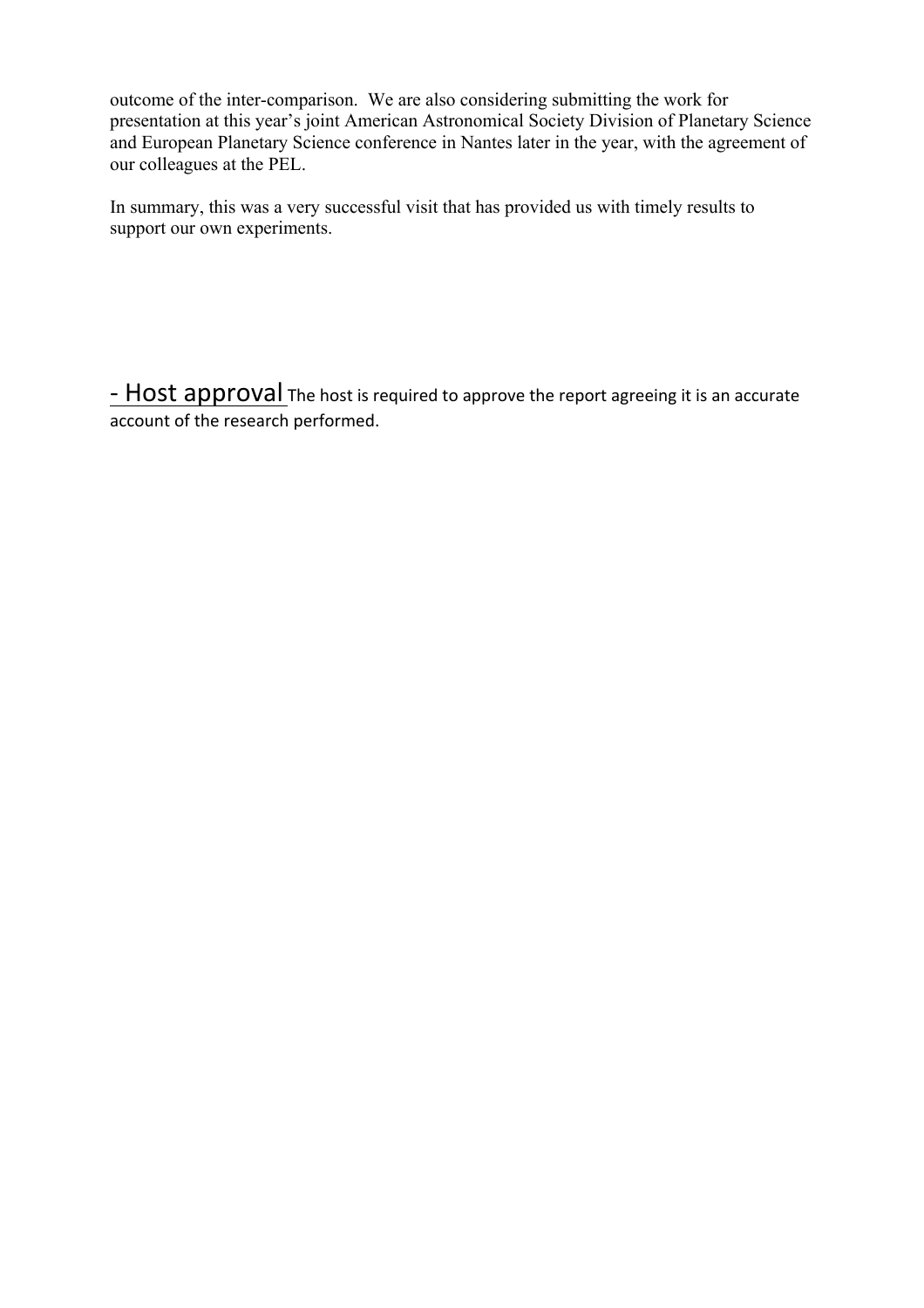outcome of the inter-comparison. We are also considering submitting the work for presentation at this year's joint American Astronomical Society Division of Planetary Science and European Planetary Science conference in Nantes later in the year, with the agreement of our colleagues at the PEL.

In summary, this was a very successful visit that has provided us with timely results to support our own experiments.

<u>- Host approval</u> The host is required to approve the report agreeing it is an accurate account of the research performed.